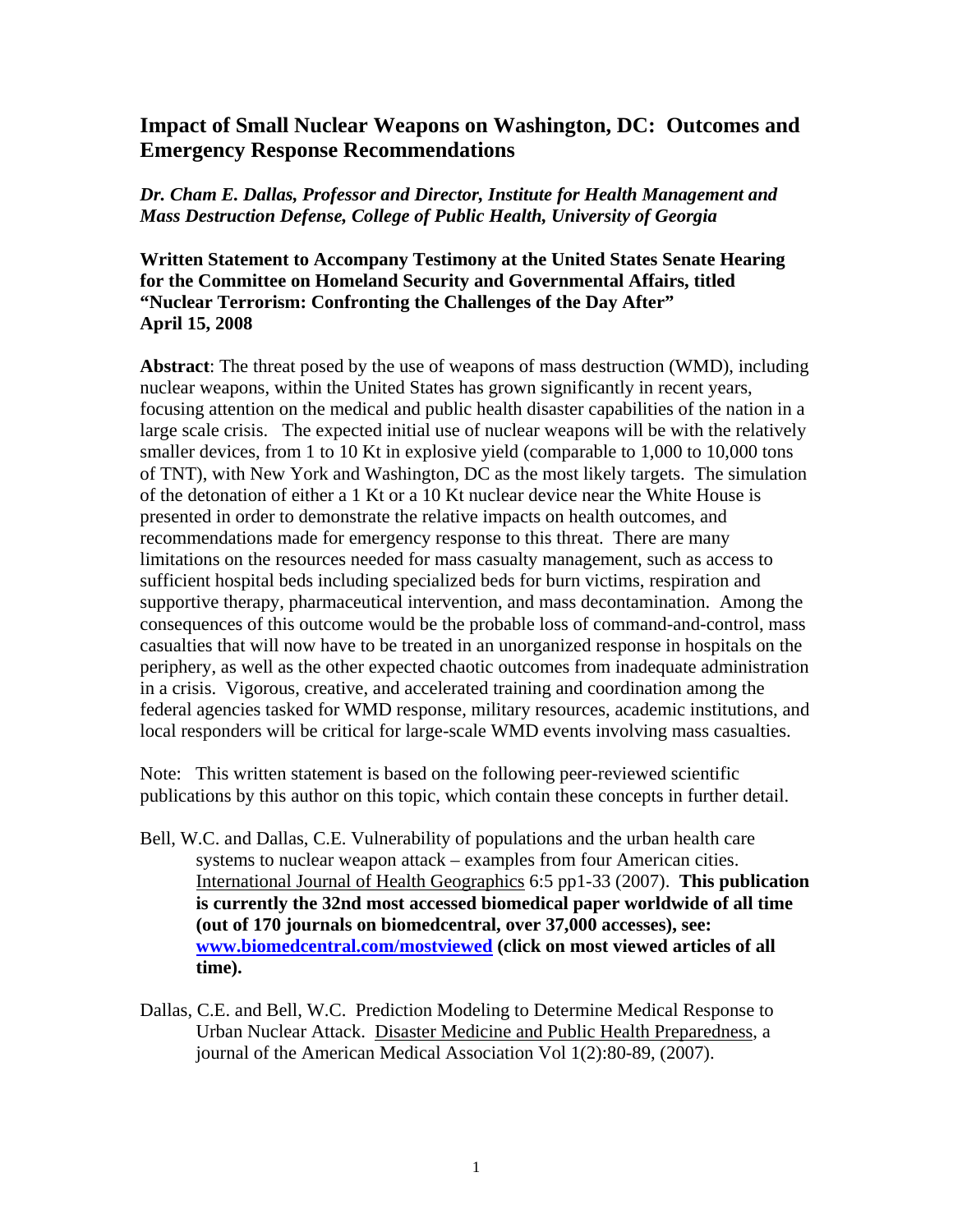# Impact of Small Nuclear Weapons on Washington, DC: Outcomes and Emergency Response Recommendations

***Dr. Cham E. Dallas, Professor and Director, Institute for Health Management and Mass Destruction Defense, College of Public Health, University of Georgia***

**Written Statement to Accompany Testimony at the United States Senate Hearing for the Committee on Homeland Security and Governmental Affairs, titled "Nuclear Terrorism: Confronting the Challenges of the Day After" April 15, 2008**

**Abstract**: The threat posed by the use of weapons of mass destruction (WMD), including nuclear weapons, within the United States has grown significantly in recent years, focusing attention on the medical and public health disaster capabilities of the nation in a large scale crisis. The expected initial use of nuclear weapons will be with the relatively smaller devices, from 1 to 10 Kt in explosive yield (comparable to 1,000 to 10,000 tons of TNT), with New York and Washington, DC as the most likely targets. The simulation of the detonation of either a 1 Kt or a 10 Kt nuclear device near the White House is presented in order to demonstrate the relative impacts on health outcomes, and recommendations made for emergency response to this threat. There are many limitations on the resources needed for mass casualty management, such as access to sufficient hospital beds including specialized beds for burn victims, respiration and supportive therapy, pharmaceutical intervention, and mass decontamination. Among the consequences of this outcome would be the probable loss of command-and-control, mass casualties that will now have to be treated in an unorganized response in hospitals on the periphery, as well as the other expected chaotic outcomes from inadequate administration in a crisis. Vigorous, creative, and accelerated training and coordination among the federal agencies tasked for WMD response, military resources, academic institutions, and local responders will be critical for large-scale WMD events involving mass casualties.

Note: This written statement is based on the following peer-reviewed scientific publications by this author on this topic, which contain these concepts in further detail.

- Bell, W.C. and Dallas, C.E. Vulnerability of populations and the urban health care systems to nuclear weapon attack – examples from four American cities. International Journal of Health Geographics 6:5 pp1-33 (2007). **This publication is currently the 32nd most accessed biomedical paper worldwide of all time (out of 170 journals on biomedcentral, over 37,000 accesses), see: [www.biomedcentral.com/mostviewed](http://www.biomedcentral.com/mostviewed) (click on most viewed articles of all time).**

- Dallas, C.E. and Bell, W.C. Prediction Modeling to Determine Medical Response to Urban Nuclear Attack. Disaster Medicine and Public Health Preparedness, a journal of the American Medical Association Vol 1(2):80-89, (2007).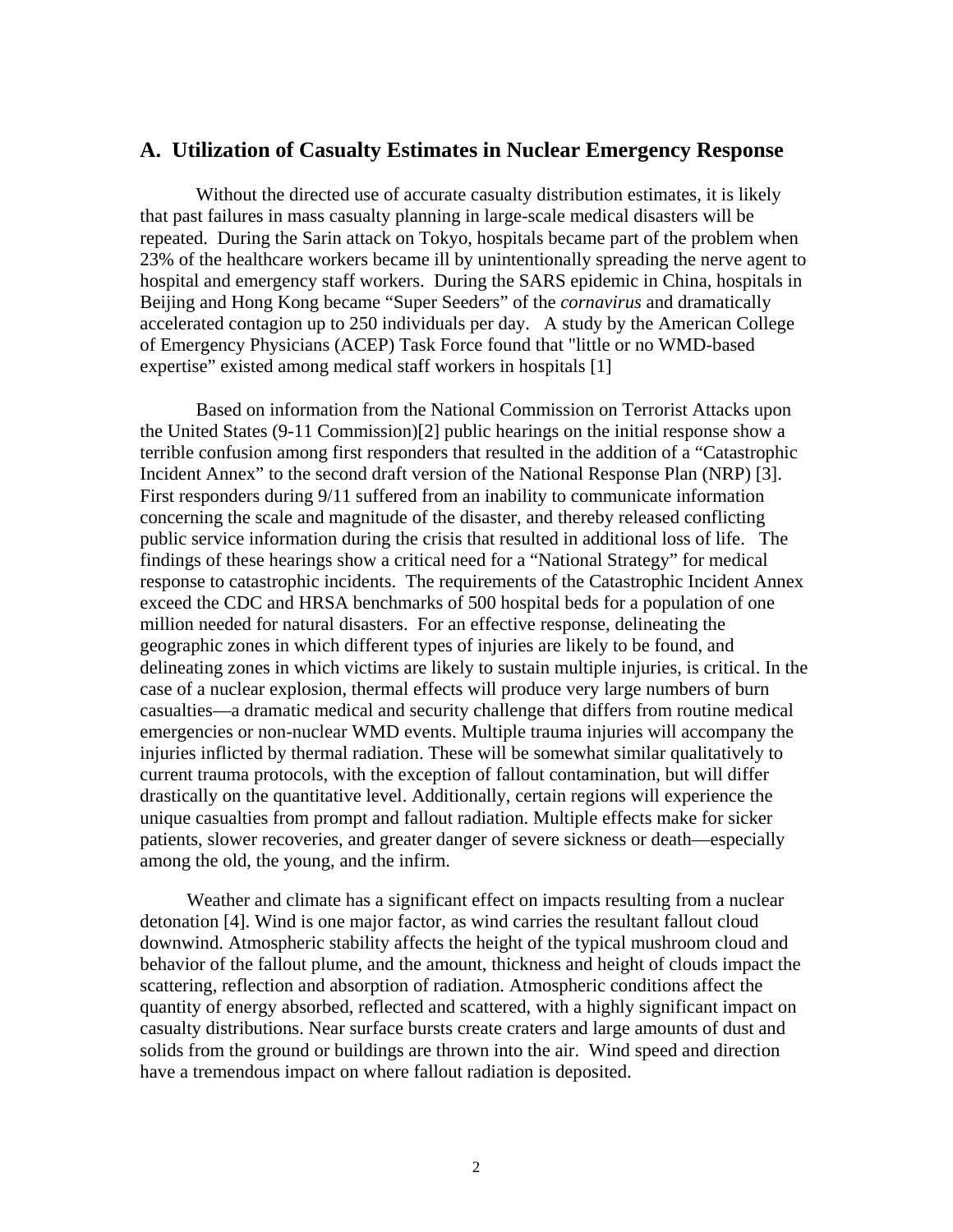## A. Utilization of Casualty Estimates in Nuclear Emergency Response

Without the directed use of accurate casualty distribution estimates, it is likely that past failures in mass casualty planning in large-scale medical disasters will be repeated. During the Sarin attack on Tokyo, hospitals became part of the problem when 23% of the healthcare workers became ill by unintentionally spreading the nerve agent to hospital and emergency staff workers. During the SARS epidemic in China, hospitals in Beijing and Hong Kong became "Super Seeders" of the *cornavirus* and dramatically accelerated contagion up to 250 individuals per day. A study by the American College of Emergency Physicians (ACEP) Task Force found that "little or no WMD-based expertise" existed among medical staff workers in hospitals [1]

Based on information from the National Commission on Terrorist Attacks upon the United States (9-11 Commission)[2] public hearings on the initial response show a terrible confusion among first responders that resulted in the addition of a "Catastrophic Incident Annex" to the second draft version of the National Response Plan (NRP) [3]. First responders during 9/11 suffered from an inability to communicate information concerning the scale and magnitude of the disaster, and thereby released conflicting public service information during the crisis that resulted in additional loss of life. The findings of these hearings show a critical need for a "National Strategy" for medical response to catastrophic incidents. The requirements of the Catastrophic Incident Annex exceed the CDC and HRSA benchmarks of 500 hospital beds for a population of one million needed for natural disasters. For an effective response, delineating the geographic zones in which different types of injuries are likely to be found, and delineating zones in which victims are likely to sustain multiple injuries, is critical. In the case of a nuclear explosion, thermal effects will produce very large numbers of burn casualties—a dramatic medical and security challenge that differs from routine medical emergencies or non-nuclear WMD events. Multiple trauma injuries will accompany the injuries inflicted by thermal radiation. These will be somewhat similar qualitatively to current trauma protocols, with the exception of fallout contamination, but will differ drastically on the quantitative level. Additionally, certain regions will experience the unique casualties from prompt and fallout radiation. Multiple effects make for sicker patients, slower recoveries, and greater danger of severe sickness or death—especially among the old, the young, and the infirm.

Weather and climate has a significant effect on impacts resulting from a nuclear detonation [4]. Wind is one major factor, as wind carries the resultant fallout cloud downwind. Atmospheric stability affects the height of the typical mushroom cloud and behavior of the fallout plume, and the amount, thickness and height of clouds impact the scattering, reflection and absorption of radiation. Atmospheric conditions affect the quantity of energy absorbed, reflected and scattered, with a highly significant impact on casualty distributions. Near surface bursts create craters and large amounts of dust and solids from the ground or buildings are thrown into the air. Wind speed and direction have a tremendous impact on where fallout radiation is deposited.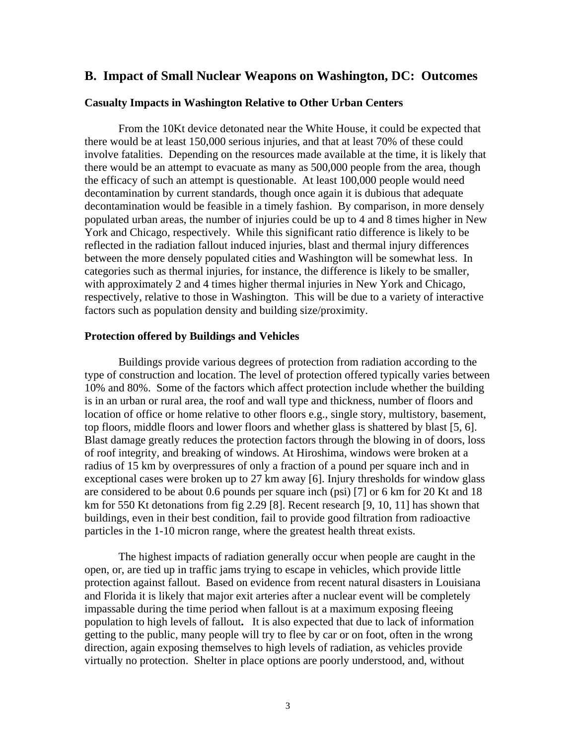## B. Impact of Small Nuclear Weapons on Washington, DC: Outcomes

### Casualty Impacts in Washington Relative to Other Urban Centers

From the 10Kt device detonated near the White House, it could be expected that there would be at least 150,000 serious injuries, and that at least 70% of these could involve fatalities. Depending on the resources made available at the time, it is likely that there would be an attempt to evacuate as many as 500,000 people from the area, though the efficacy of such an attempt is questionable. At least 100,000 people would need decontamination by current standards, though once again it is dubious that adequate decontamination would be feasible in a timely fashion. By comparison, in more densely populated urban areas, the number of injuries could be up to 4 and 8 times higher in New York and Chicago, respectively. While this significant ratio difference is likely to be reflected in the radiation fallout induced injuries, blast and thermal injury differences between the more densely populated cities and Washington will be somewhat less. In categories such as thermal injuries, for instance, the difference is likely to be smaller, with approximately 2 and 4 times higher thermal injuries in New York and Chicago, respectively, relative to those in Washington. This will be due to a variety of interactive factors such as population density and building size/proximity.

### Protection offered by Buildings and Vehicles

Buildings provide various degrees of protection from radiation according to the type of construction and location. The level of protection offered typically varies between 10% and 80%. Some of the factors which affect protection include whether the building is in an urban or rural area, the roof and wall type and thickness, number of floors and location of office or home relative to other floors e.g., single story, multistory, basement, top floors, middle floors and lower floors and whether glass is shattered by blast [5, 6]. Blast damage greatly reduces the protection factors through the blowing in of doors, loss of roof integrity, and breaking of windows. At Hiroshima, windows were broken at a radius of 15 km by overpressures of only a fraction of a pound per square inch and in exceptional cases were broken up to 27 km away [6]. Injury thresholds for window glass are considered to be about 0.6 pounds per square inch (psi) [7] or 6 km for 20 Kt and 18 km for 550 Kt detonations from fig 2.29 [8]. Recent research [9, 10, 11] has shown that buildings, even in their best condition, fail to provide good filtration from radioactive particles in the 1-10 micron range, where the greatest health threat exists.

The highest impacts of radiation generally occur when people are caught in the open, or, are tied up in traffic jams trying to escape in vehicles, which provide little protection against fallout. Based on evidence from recent natural disasters in Louisiana and Florida it is likely that major exit arteries after a nuclear event will be completely impassable during the time period when fallout is at a maximum exposing fleeing population to high levels of fallout**.** It is also expected that due to lack of information getting to the public, many people will try to flee by car or on foot, often in the wrong direction, again exposing themselves to high levels of radiation, as vehicles provide virtually no protection. Shelter in place options are poorly understood, and, without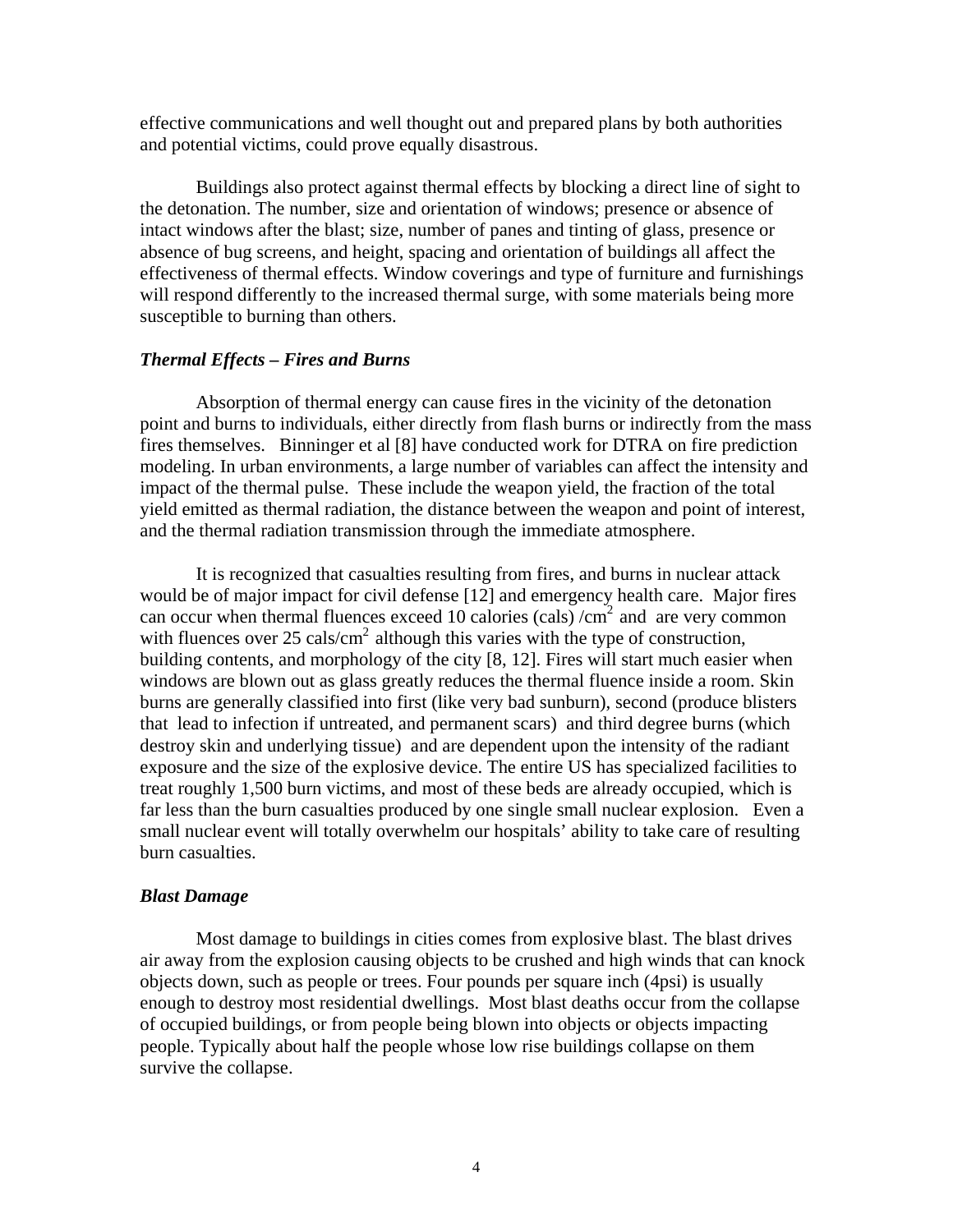effective communications and well thought out and prepared plans by both authorities and potential victims, could prove equally disastrous.

Buildings also protect against thermal effects by blocking a direct line of sight to the detonation. The number, size and orientation of windows; presence or absence of intact windows after the blast; size, number of panes and tinting of glass, presence or absence of bug screens, and height, spacing and orientation of buildings all affect the effectiveness of thermal effects. Window coverings and type of furniture and furnishings will respond differently to the increased thermal surge, with some materials being more susceptible to burning than others.

### *Thermal Effects – Fires and Burns*

Absorption of thermal energy can cause fires in the vicinity of the detonation point and burns to individuals, either directly from flash burns or indirectly from the mass fires themselves. Binninger et al [8] have conducted work for DTRA on fire prediction modeling. In urban environments, a large number of variables can affect the intensity and impact of the thermal pulse. These include the weapon yield, the fraction of the total yield emitted as thermal radiation, the distance between the weapon and point of interest, and the thermal radiation transmission through the immediate atmosphere.

It is recognized that casualties resulting from fires, and burns in nuclear attack would be of major impact for civil defense [12] and emergency health care. Major fires can occur when thermal fluences exceed 10 calories (cals) /$cm^2$ and are very common with fluences over 25 cals/$cm^2$ although this varies with the type of construction, building contents, and morphology of the city [8, 12]. Fires will start much easier when windows are blown out as glass greatly reduces the thermal fluence inside a room. Skin burns are generally classified into first (like very bad sunburn), second (produce blisters that lead to infection if untreated, and permanent scars) and third degree burns (which destroy skin and underlying tissue) and are dependent upon the intensity of the radiant exposure and the size of the explosive device. The entire US has specialized facilities to treat roughly 1,500 burn victims, and most of these beds are already occupied, which is far less than the burn casualties produced by one single small nuclear explosion. Even a small nuclear event will totally overwhelm our hospitals' ability to take care of resulting burn casualties.

### *Blast Damage*

Most damage to buildings in cities comes from explosive blast. The blast drives air away from the explosion causing objects to be crushed and high winds that can knock objects down, such as people or trees. Four pounds per square inch (4psi) is usually enough to destroy most residential dwellings. Most blast deaths occur from the collapse of occupied buildings, or from people being blown into objects or objects impacting people. Typically about half the people whose low rise buildings collapse on them survive the collapse.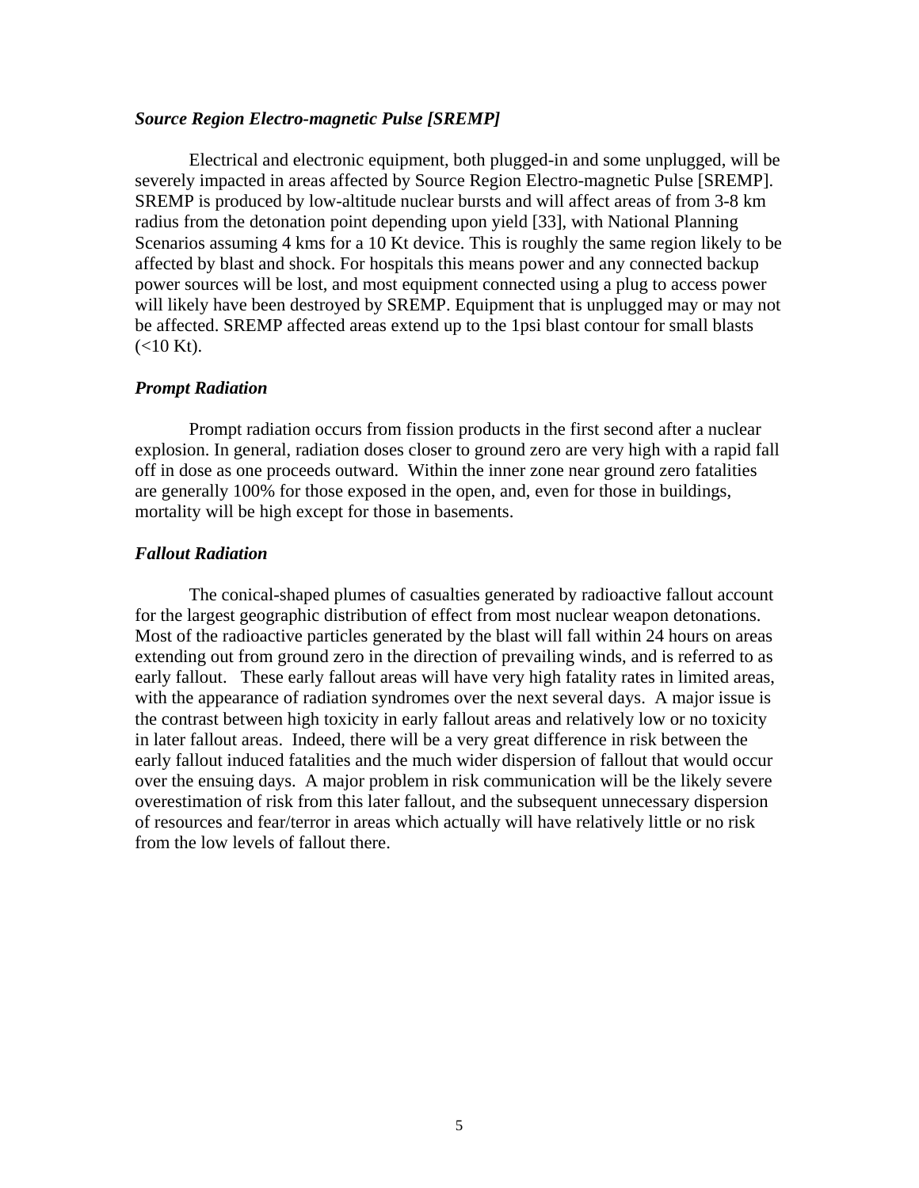### *Source Region Electro-magnetic Pulse [SREMP]*

Electrical and electronic equipment, both plugged-in and some unplugged, will be severely impacted in areas affected by Source Region Electro-magnetic Pulse [SREMP]. SREMP is produced by low-altitude nuclear bursts and will affect areas of from 3-8 km radius from the detonation point depending upon yield [33], with National Planning Scenarios assuming 4 kms for a 10 Kt device. This is roughly the same region likely to be affected by blast and shock. For hospitals this means power and any connected backup power sources will be lost, and most equipment connected using a plug to access power will likely have been destroyed by SREMP. Equipment that is unplugged may or may not be affected. SREMP affected areas extend up to the 1psi blast contour for small blasts (<10 Kt).

### *Prompt Radiation*

Prompt radiation occurs from fission products in the first second after a nuclear explosion. In general, radiation doses closer to ground zero are very high with a rapid fall off in dose as one proceeds outward. Within the inner zone near ground zero fatalities are generally 100% for those exposed in the open, and, even for those in buildings, mortality will be high except for those in basements.

### *Fallout Radiation*

The conical-shaped plumes of casualties generated by radioactive fallout account for the largest geographic distribution of effect from most nuclear weapon detonations. Most of the radioactive particles generated by the blast will fall within 24 hours on areas extending out from ground zero in the direction of prevailing winds, and is referred to as early fallout. These early fallout areas will have very high fatality rates in limited areas, with the appearance of radiation syndromes over the next several days. A major issue is the contrast between high toxicity in early fallout areas and relatively low or no toxicity in later fallout areas. Indeed, there will be a very great difference in risk between the early fallout induced fatalities and the much wider dispersion of fallout that would occur over the ensuing days. A major problem in risk communication will be the likely severe overestimation of risk from this later fallout, and the subsequent unnecessary dispersion of resources and fear/terror in areas which actually will have relatively little or no risk from the low levels of fallout there.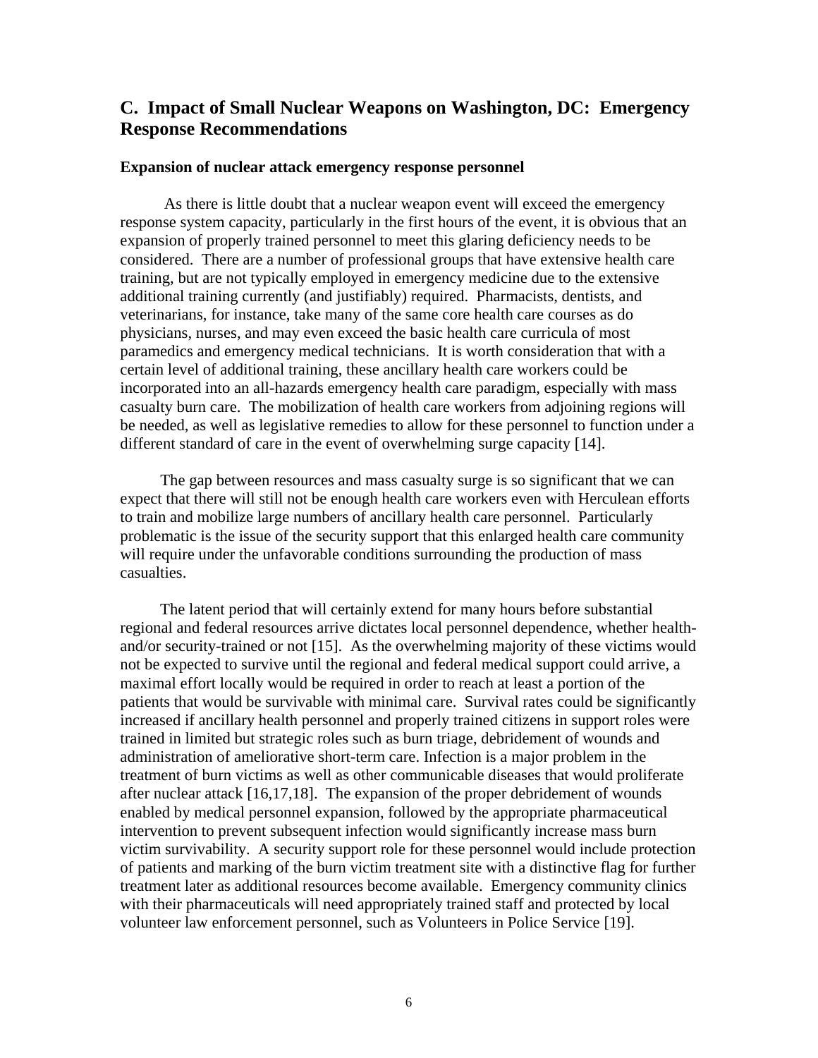## C. Impact of Small Nuclear Weapons on Washington, DC: Emergency Response Recommendations

### Expansion of nuclear attack emergency response personnel

As there is little doubt that a nuclear weapon event will exceed the emergency response system capacity, particularly in the first hours of the event, it is obvious that an expansion of properly trained personnel to meet this glaring deficiency needs to be considered. There are a number of professional groups that have extensive health care training, but are not typically employed in emergency medicine due to the extensive additional training currently (and justifiably) required. Pharmacists, dentists, and veterinarians, for instance, take many of the same core health care courses as do physicians, nurses, and may even exceed the basic health care curricula of most paramedics and emergency medical technicians. It is worth consideration that with a certain level of additional training, these ancillary health care workers could be incorporated into an all-hazards emergency health care paradigm, especially with mass casualty burn care. The mobilization of health care workers from adjoining regions will be needed, as well as legislative remedies to allow for these personnel to function under a different standard of care in the event of overwhelming surge capacity [14].

The gap between resources and mass casualty surge is so significant that we can expect that there will still not be enough health care workers even with Herculean efforts to train and mobilize large numbers of ancillary health care personnel. Particularly problematic is the issue of the security support that this enlarged health care community will require under the unfavorable conditions surrounding the production of mass casualties.

The latent period that will certainly extend for many hours before substantial regional and federal resources arrive dictates local personnel dependence, whether health-and/or security-trained or not [15]. As the overwhelming majority of these victims would not be expected to survive until the regional and federal medical support could arrive, a maximal effort locally would be required in order to reach at least a portion of the patients that would be survivable with minimal care. Survival rates could be significantly increased if ancillary health personnel and properly trained citizens in support roles were trained in limited but strategic roles such as burn triage, debridement of wounds and administration of ameliorative short-term care. Infection is a major problem in the treatment of burn victims as well as other communicable diseases that would proliferate after nuclear attack [16,17,18]. The expansion of the proper debridement of wounds enabled by medical personnel expansion, followed by the appropriate pharmaceutical intervention to prevent subsequent infection would significantly increase mass burn victim survivability. A security support role for these personnel would include protection of patients and marking of the burn victim treatment site with a distinctive flag for further treatment later as additional resources become available. Emergency community clinics with their pharmaceuticals will need appropriately trained staff and protected by local volunteer law enforcement personnel, such as Volunteers in Police Service [19].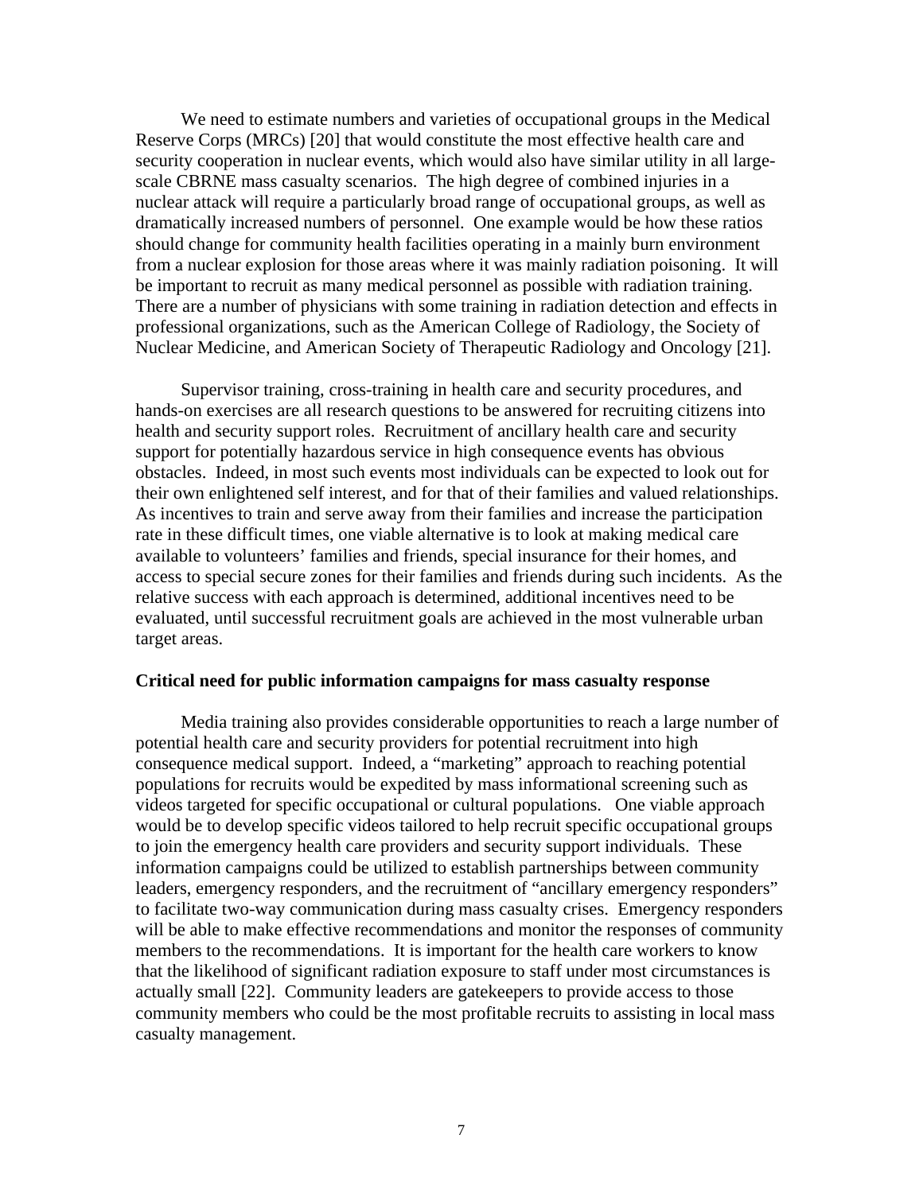We need to estimate numbers and varieties of occupational groups in the Medical Reserve Corps (MRCs) [20] that would constitute the most effective health care and security cooperation in nuclear events, which would also have similar utility in all large-scale CBRNE mass casualty scenarios. The high degree of combined injuries in a nuclear attack will require a particularly broad range of occupational groups, as well as dramatically increased numbers of personnel. One example would be how these ratios should change for community health facilities operating in a mainly burn environment from a nuclear explosion for those areas where it was mainly radiation poisoning. It will be important to recruit as many medical personnel as possible with radiation training. There are a number of physicians with some training in radiation detection and effects in professional organizations, such as the American College of Radiology, the Society of Nuclear Medicine, and American Society of Therapeutic Radiology and Oncology [21].

Supervisor training, cross-training in health care and security procedures, and hands-on exercises are all research questions to be answered for recruiting citizens into health and security support roles. Recruitment of ancillary health care and security support for potentially hazardous service in high consequence events has obvious obstacles. Indeed, in most such events most individuals can be expected to look out for their own enlightened self interest, and for that of their families and valued relationships. As incentives to train and serve away from their families and increase the participation rate in these difficult times, one viable alternative is to look at making medical care available to volunteers' families and friends, special insurance for their homes, and access to special secure zones for their families and friends during such incidents. As the relative success with each approach is determined, additional incentives need to be evaluated, until successful recruitment goals are achieved in the most vulnerable urban target areas.

**Critical need for public information campaigns for mass casualty response**

Media training also provides considerable opportunities to reach a large number of potential health care and security providers for potential recruitment into high consequence medical support. Indeed, a "marketing" approach to reaching potential populations for recruits would be expedited by mass informational screening such as videos targeted for specific occupational or cultural populations. One viable approach would be to develop specific videos tailored to help recruit specific occupational groups to join the emergency health care providers and security support individuals. These information campaigns could be utilized to establish partnerships between community leaders, emergency responders, and the recruitment of "ancillary emergency responders" to facilitate two-way communication during mass casualty crises. Emergency responders will be able to make effective recommendations and monitor the responses of community members to the recommendations. It is important for the health care workers to know that the likelihood of significant radiation exposure to staff under most circumstances is actually small [22]. Community leaders are gatekeepers to provide access to those community members who could be the most profitable recruits to assisting in local mass casualty management.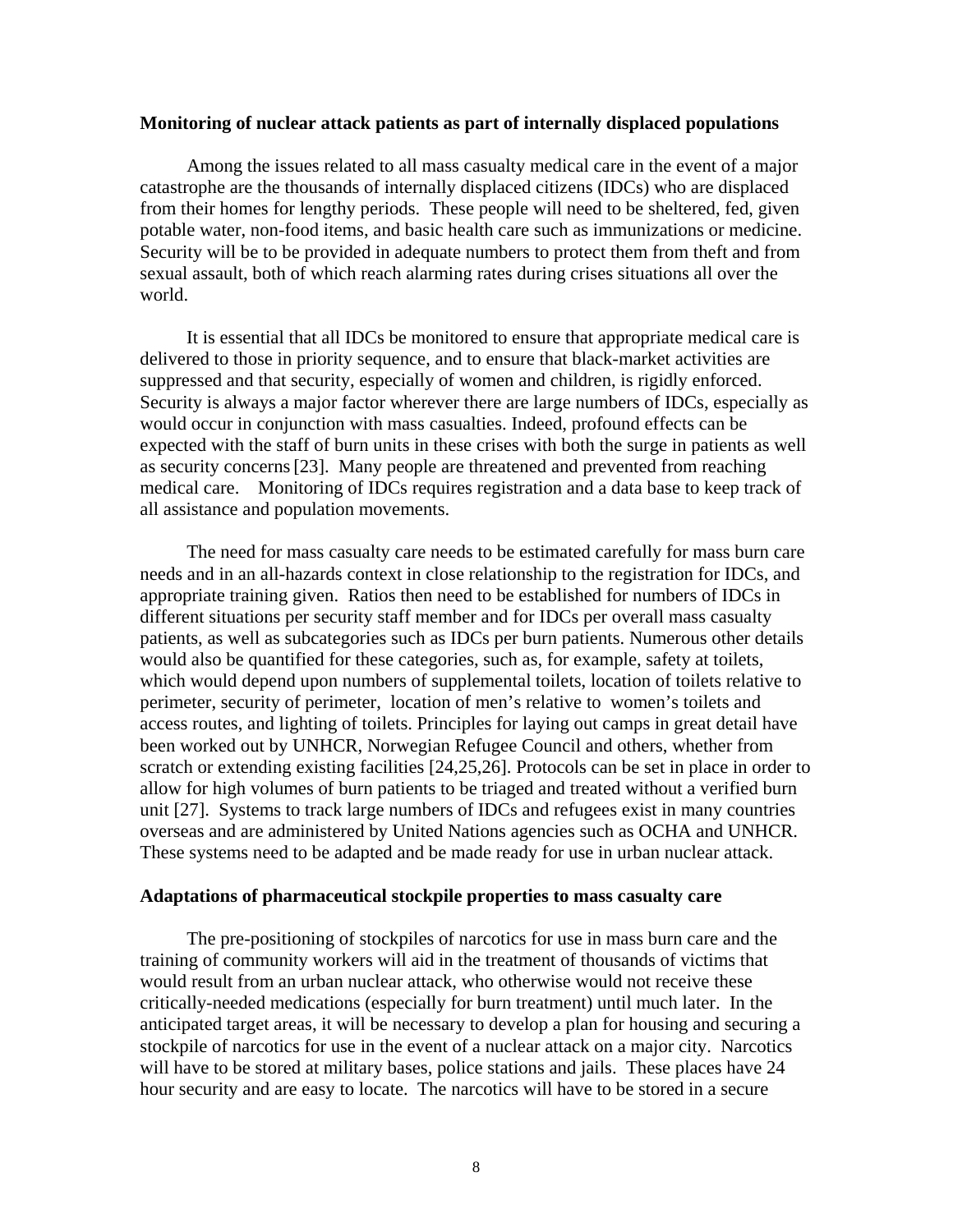**Monitoring of nuclear attack patients as part of internally displaced populations**

Among the issues related to all mass casualty medical care in the event of a major catastrophe are the thousands of internally displaced citizens (IDCs) who are displaced from their homes for lengthy periods. These people will need to be sheltered, fed, given potable water, non-food items, and basic health care such as immunizations or medicine. Security will be to be provided in adequate numbers to protect them from theft and from sexual assault, both of which reach alarming rates during crises situations all over the world.

It is essential that all IDCs be monitored to ensure that appropriate medical care is delivered to those in priority sequence, and to ensure that black-market activities are suppressed and that security, especially of women and children, is rigidly enforced. Security is always a major factor wherever there are large numbers of IDCs, especially as would occur in conjunction with mass casualties. Indeed, profound effects can be expected with the staff of burn units in these crises with both the surge in patients as well as security concerns [23]. Many people are threatened and prevented from reaching medical care. Monitoring of IDCs requires registration and a data base to keep track of all assistance and population movements.

The need for mass casualty care needs to be estimated carefully for mass burn care needs and in an all-hazards context in close relationship to the registration for IDCs, and appropriate training given. Ratios then need to be established for numbers of IDCs in different situations per security staff member and for IDCs per overall mass casualty patients, as well as subcategories such as IDCs per burn patients. Numerous other details would also be quantified for these categories, such as, for example, safety at toilets, which would depend upon numbers of supplemental toilets, location of toilets relative to perimeter, security of perimeter, location of men's relative to women's toilets and access routes, and lighting of toilets. Principles for laying out camps in great detail have been worked out by UNHCR, Norwegian Refugee Council and others, whether from scratch or extending existing facilities [24,25,26]. Protocols can be set in place in order to allow for high volumes of burn patients to be triaged and treated without a verified burn unit [27]. Systems to track large numbers of IDCs and refugees exist in many countries overseas and are administered by United Nations agencies such as OCHA and UNHCR. These systems need to be adapted and be made ready for use in urban nuclear attack.

**Adaptations of pharmaceutical stockpile properties to mass casualty care**

The pre-positioning of stockpiles of narcotics for use in mass burn care and the training of community workers will aid in the treatment of thousands of victims that would result from an urban nuclear attack, who otherwise would not receive these critically-needed medications (especially for burn treatment) until much later. In the anticipated target areas, it will be necessary to develop a plan for housing and securing a stockpile of narcotics for use in the event of a nuclear attack on a major city. Narcotics will have to be stored at military bases, police stations and jails. These places have 24 hour security and are easy to locate. The narcotics will have to be stored in a secure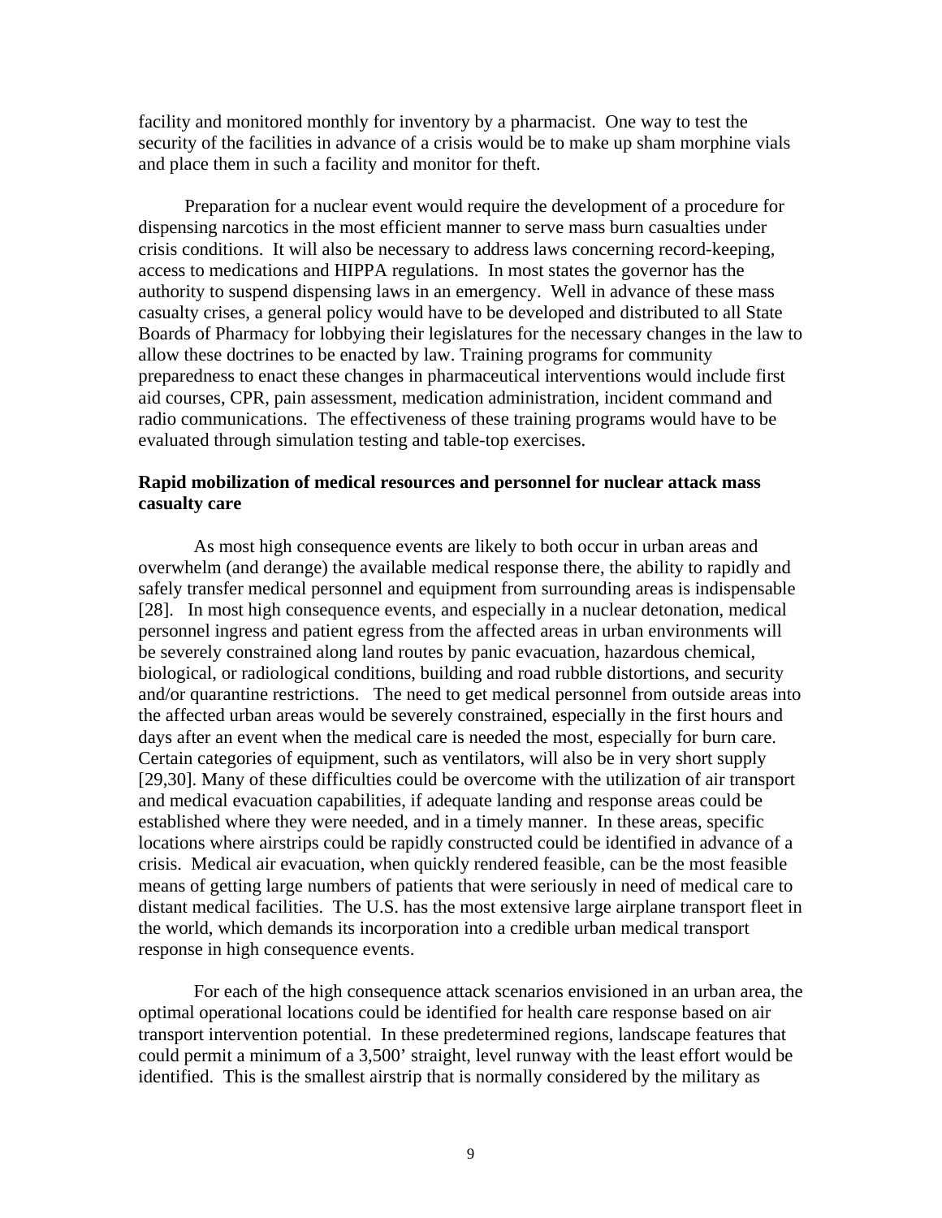facility and monitored monthly for inventory by a pharmacist. One way to test the security of the facilities in advance of a crisis would be to make up sham morphine vials and place them in such a facility and monitor for theft.

Preparation for a nuclear event would require the development of a procedure for dispensing narcotics in the most efficient manner to serve mass burn casualties under crisis conditions. It will also be necessary to address laws concerning record-keeping, access to medications and HIPPA regulations. In most states the governor has the authority to suspend dispensing laws in an emergency. Well in advance of these mass casualty crises, a general policy would have to be developed and distributed to all State Boards of Pharmacy for lobbying their legislatures for the necessary changes in the law to allow these doctrines to be enacted by law. Training programs for community preparedness to enact these changes in pharmaceutical interventions would include first aid courses, CPR, pain assessment, medication administration, incident command and radio communications. The effectiveness of these training programs would have to be evaluated through simulation testing and table-top exercises.

**Rapid mobilization of medical resources and personnel for nuclear attack mass casualty care**

As most high consequence events are likely to both occur in urban areas and overwhelm (and derange) the available medical response there, the ability to rapidly and safely transfer medical personnel and equipment from surrounding areas is indispensable [28]. In most high consequence events, and especially in a nuclear detonation, medical personnel ingress and patient egress from the affected areas in urban environments will be severely constrained along land routes by panic evacuation, hazardous chemical, biological, or radiological conditions, building and road rubble distortions, and security and/or quarantine restrictions. The need to get medical personnel from outside areas into the affected urban areas would be severely constrained, especially in the first hours and days after an event when the medical care is needed the most, especially for burn care. Certain categories of equipment, such as ventilators, will also be in very short supply [29,30]. Many of these difficulties could be overcome with the utilization of air transport and medical evacuation capabilities, if adequate landing and response areas could be established where they were needed, and in a timely manner. In these areas, specific locations where airstrips could be rapidly constructed could be identified in advance of a crisis. Medical air evacuation, when quickly rendered feasible, can be the most feasible means of getting large numbers of patients that were seriously in need of medical care to distant medical facilities. The U.S. has the most extensive large airplane transport fleet in the world, which demands its incorporation into a credible urban medical transport response in high consequence events.

For each of the high consequence attack scenarios envisioned in an urban area, the optimal operational locations could be identified for health care response based on air transport intervention potential. In these predetermined regions, landscape features that could permit a minimum of a 3,500' straight, level runway with the least effort would be identified. This is the smallest airstrip that is normally considered by the military as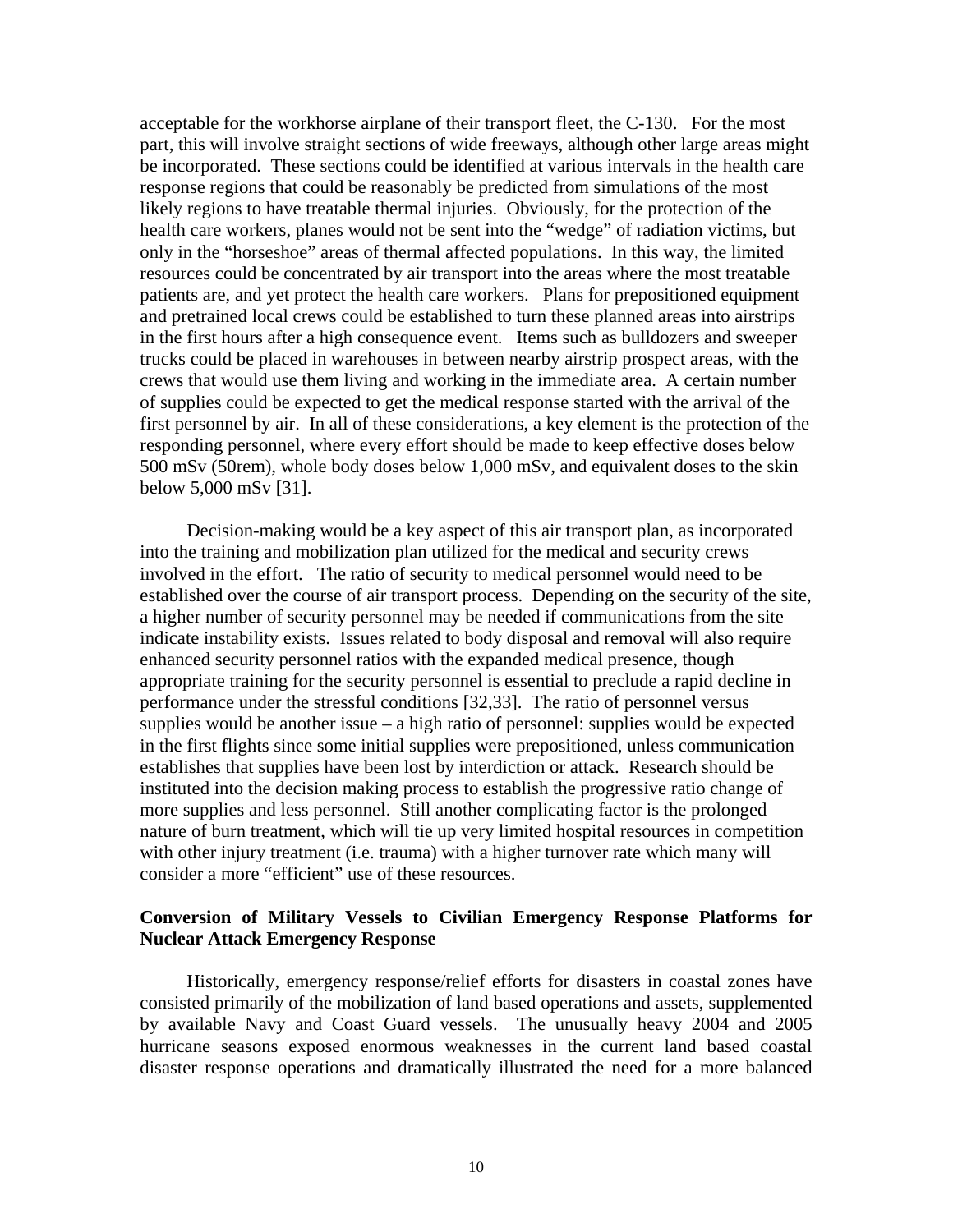acceptable for the workhorse airplane of their transport fleet, the C-130. For the most part, this will involve straight sections of wide freeways, although other large areas might be incorporated. These sections could be identified at various intervals in the health care response regions that could be reasonably be predicted from simulations of the most likely regions to have treatable thermal injuries. Obviously, for the protection of the health care workers, planes would not be sent into the "wedge" of radiation victims, but only in the "horseshoe" areas of thermal affected populations. In this way, the limited resources could be concentrated by air transport into the areas where the most treatable patients are, and yet protect the health care workers. Plans for prepositioned equipment and pretrained local crews could be established to turn these planned areas into airstrips in the first hours after a high consequence event. Items such as bulldozers and sweeper trucks could be placed in warehouses in between nearby airstrip prospect areas, with the crews that would use them living and working in the immediate area. A certain number of supplies could be expected to get the medical response started with the arrival of the first personnel by air. In all of these considerations, a key element is the protection of the responding personnel, where every effort should be made to keep effective doses below 500 mSv (50rem), whole body doses below 1,000 mSv, and equivalent doses to the skin below 5,000 mSv [31].

Decision-making would be a key aspect of this air transport plan, as incorporated into the training and mobilization plan utilized for the medical and security crews involved in the effort. The ratio of security to medical personnel would need to be established over the course of air transport process. Depending on the security of the site, a higher number of security personnel may be needed if communications from the site indicate instability exists. Issues related to body disposal and removal will also require enhanced security personnel ratios with the expanded medical presence, though appropriate training for the security personnel is essential to preclude a rapid decline in performance under the stressful conditions [32,33]. The ratio of personnel versus supplies would be another issue – a high ratio of personnel: supplies would be expected in the first flights since some initial supplies were prepositioned, unless communication establishes that supplies have been lost by interdiction or attack. Research should be instituted into the decision making process to establish the progressive ratio change of more supplies and less personnel. Still another complicating factor is the prolonged nature of burn treatment, which will tie up very limited hospital resources in competition with other injury treatment (i.e. trauma) with a higher turnover rate which many will consider a more "efficient" use of these resources.

### Conversion of Military Vessels to Civilian Emergency Response Platforms for Nuclear Attack Emergency Response

Historically, emergency response/relief efforts for disasters in coastal zones have consisted primarily of the mobilization of land based operations and assets, supplemented by available Navy and Coast Guard vessels. The unusually heavy 2004 and 2005 hurricane seasons exposed enormous weaknesses in the current land based coastal disaster response operations and dramatically illustrated the need for a more balanced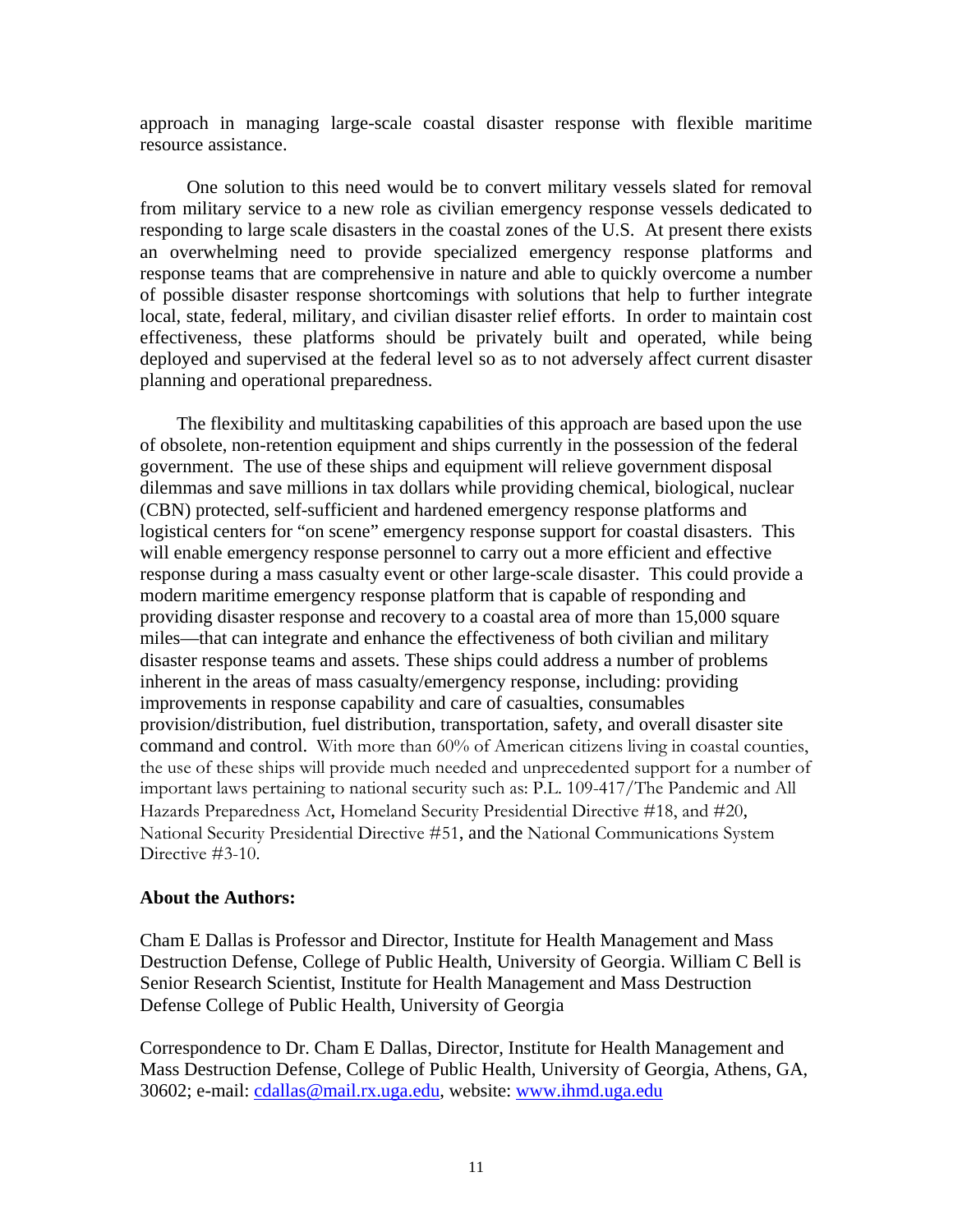approach in managing large-scale coastal disaster response with flexible maritime resource assistance.

One solution to this need would be to convert military vessels slated for removal from military service to a new role as civilian emergency response vessels dedicated to responding to large scale disasters in the coastal zones of the U.S. At present there exists an overwhelming need to provide specialized emergency response platforms and response teams that are comprehensive in nature and able to quickly overcome a number of possible disaster response shortcomings with solutions that help to further integrate local, state, federal, military, and civilian disaster relief efforts. In order to maintain cost effectiveness, these platforms should be privately built and operated, while being deployed and supervised at the federal level so as to not adversely affect current disaster planning and operational preparedness.

The flexibility and multitasking capabilities of this approach are based upon the use of obsolete, non-retention equipment and ships currently in the possession of the federal government. The use of these ships and equipment will relieve government disposal dilemmas and save millions in tax dollars while providing chemical, biological, nuclear (CBN) protected, self-sufficient and hardened emergency response platforms and logistical centers for "on scene" emergency response support for coastal disasters. This will enable emergency response personnel to carry out a more efficient and effective response during a mass casualty event or other large-scale disaster. This could provide a modern maritime emergency response platform that is capable of responding and providing disaster response and recovery to a coastal area of more than 15,000 square miles—that can integrate and enhance the effectiveness of both civilian and military disaster response teams and assets. These ships could address a number of problems inherent in the areas of mass casualty/emergency response, including: providing improvements in response capability and care of casualties, consumables provision/distribution, fuel distribution, transportation, safety, and overall disaster site command and control. With more than 60% of American citizens living in coastal counties, the use of these ships will provide much needed and unprecedented support for a number of important laws pertaining to national security such as: P.L. 109-417/The Pandemic and All Hazards Preparedness Act, Homeland Security Presidential Directive #18, and #20, National Security Presidential Directive #51, and the National Communications System Directive #3-10.

**About the Authors:**

Cham E Dallas is Professor and Director, Institute for Health Management and Mass Destruction Defense, College of Public Health, University of Georgia. William C Bell is Senior Research Scientist, Institute for Health Management and Mass Destruction Defense College of Public Health, University of Georgia

Correspondence to Dr. Cham E Dallas, Director, Institute for Health Management and Mass Destruction Defense, College of Public Health, University of Georgia, Athens, GA, 30602; e-mail: cdallas@mail.rx.uga.edu, website: www.ihmd.uga.edu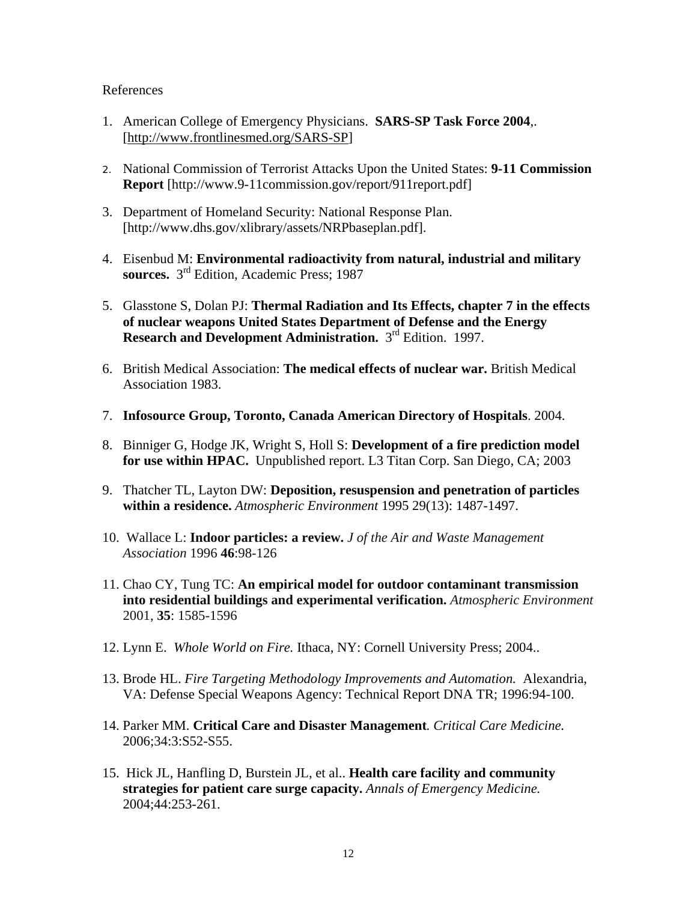References

1. American College of Emergency Physicians. **SARS-SP Task Force 2004**,. [http://www.frontlinesmed.org/SARS-SP]

2. National Commission of Terrorist Attacks Upon the United States: **9-11 Commission Report** [http://www.9-11commission.gov/report/911report.pdf]

3. Department of Homeland Security: National Response Plan. [http://www.dhs.gov/xlibrary/assets/NRPbaseplan.pdf].

4. Eisenbud M: **Environmental radioactivity from natural, industrial and military sources.** 3rd Edition, Academic Press; 1987

5. Glasstone S, Dolan PJ: **Thermal Radiation and Its Effects, chapter 7 in the effects of nuclear weapons United States Department of Defense and the Energy Research and Development Administration.** 3rd Edition. 1997.

6. British Medical Association: **The medical effects of nuclear war.** British Medical Association 1983.

7. **Infosource Group, Toronto, Canada American Directory of Hospitals**. 2004.

8. Binniger G, Hodge JK, Wright S, Holl S: **Development of a fire prediction model for use within HPAC.** Unpublished report. L3 Titan Corp. San Diego, CA; 2003

9. Thatcher TL, Layton DW: **Deposition, resuspension and penetration of particles within a residence.** *Atmospheric Environment* 1995 29(13): 1487-1497.

10. Wallace L: **Indoor particles: a review.** *J of the Air and Waste Management Association* 1996 **46**:98-126

11. Chao CY, Tung TC: **An empirical model for outdoor contaminant transmission into residential buildings and experimental verification.** *Atmospheric Environment* 2001, **35**: 1585-1596

12. Lynn E. *Whole World on Fire.* Ithaca, NY: Cornell University Press; 2004..

13. Brode HL. *Fire Targeting Methodology Improvements and Automation.* Alexandria, VA: Defense Special Weapons Agency: Technical Report DNA TR; 1996:94-100.

14. Parker MM. **Critical Care and Disaster Management***. Critical Care Medicine.* 2006;34:3:S52-S55.

15. Hick JL, Hanfling D, Burstein JL, et al.. **Health care facility and community strategies for patient care surge capacity.** *Annals of Emergency Medicine.* 2004;44:253-261.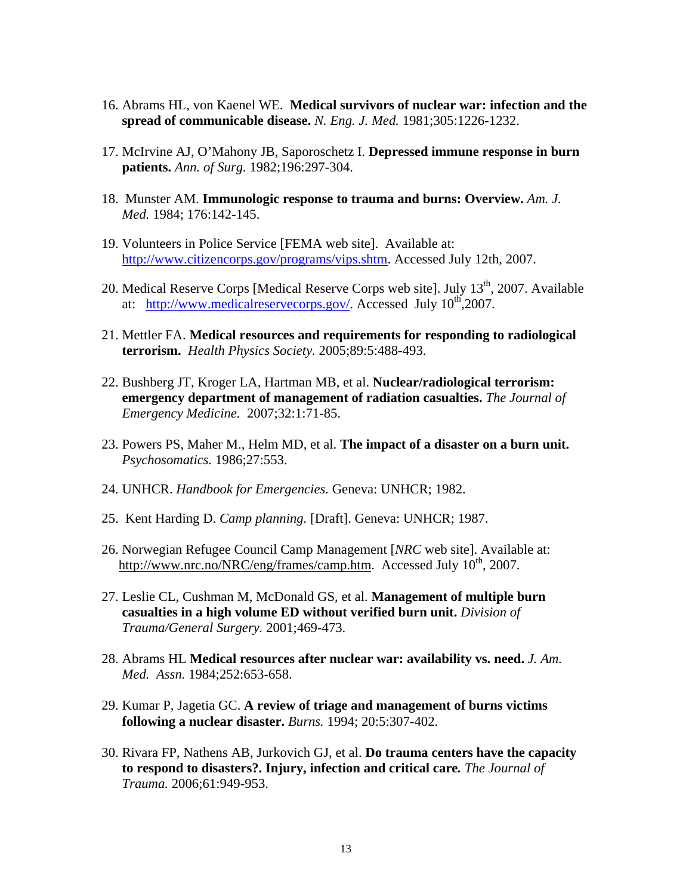16. Abrams HL, von Kaenel WE. **Medical survivors of nuclear war: infection and the spread of communicable disease.** *N. Eng. J. Med.* 1981;305:1226-1232.

17. McIrvine AJ, O'Mahony JB, Saporoschetz I. **Depressed immune response in burn patients.** *Ann. of Surg.* 1982;196:297-304.

18. Munster AM. **Immunologic response to trauma and burns: Overview.** *Am. J. Med.* 1984; 176:142-145.

19. Volunteers in Police Service [FEMA web site]. Available at: http://www.citizencorps.gov/programs/vips.shtm. Accessed July 12th, 2007.

20. Medical Reserve Corps [Medical Reserve Corps web site]. July 13th, 2007. Available at: http://www.medicalreservecorps.gov/. Accessed July 10th,2007.

21. Mettler FA. **Medical resources and requirements for responding to radiological terrorism.** *Health Physics Society.* 2005;89:5:488-493.

22. Bushberg JT, Kroger LA, Hartman MB, et al. **Nuclear/radiological terrorism: emergency department of management of radiation casualties.** *The Journal of Emergency Medicine.* 2007;32:1:71-85.

23. Powers PS, Maher M., Helm MD, et al. **The impact of a disaster on a burn unit.** *Psychosomatics.* 1986;27:553.

24. UNHCR. *Handbook for Emergencies.* Geneva: UNHCR; 1982.

25. Kent Harding D. *Camp planning.* [Draft]. Geneva: UNHCR; 1987.

26. Norwegian Refugee Council Camp Management [*NRC* web site]. Available at: http://www.nrc.no/NRC/eng/frames/camp.htm. Accessed July 10th, 2007.

27. Leslie CL, Cushman M, McDonald GS, et al. **Management of multiple burn casualties in a high volume ED without verified burn unit.** *Division of Trauma/General Surgery.* 2001;469-473.

28. Abrams HL **Medical resources after nuclear war: availability vs. need.** *J. Am. Med. Assn.* 1984;252:653-658.

29. Kumar P, Jagetia GC. **A review of triage and management of burns victims following a nuclear disaster.** *Burns.* 1994; 20:5:307-402.

30. Rivara FP, Nathens AB, Jurkovich GJ, et al. **Do trauma centers have the capacity to respond to disasters?. Injury, infection and critical care.** *The Journal of Trauma.* 2006;61:949-953.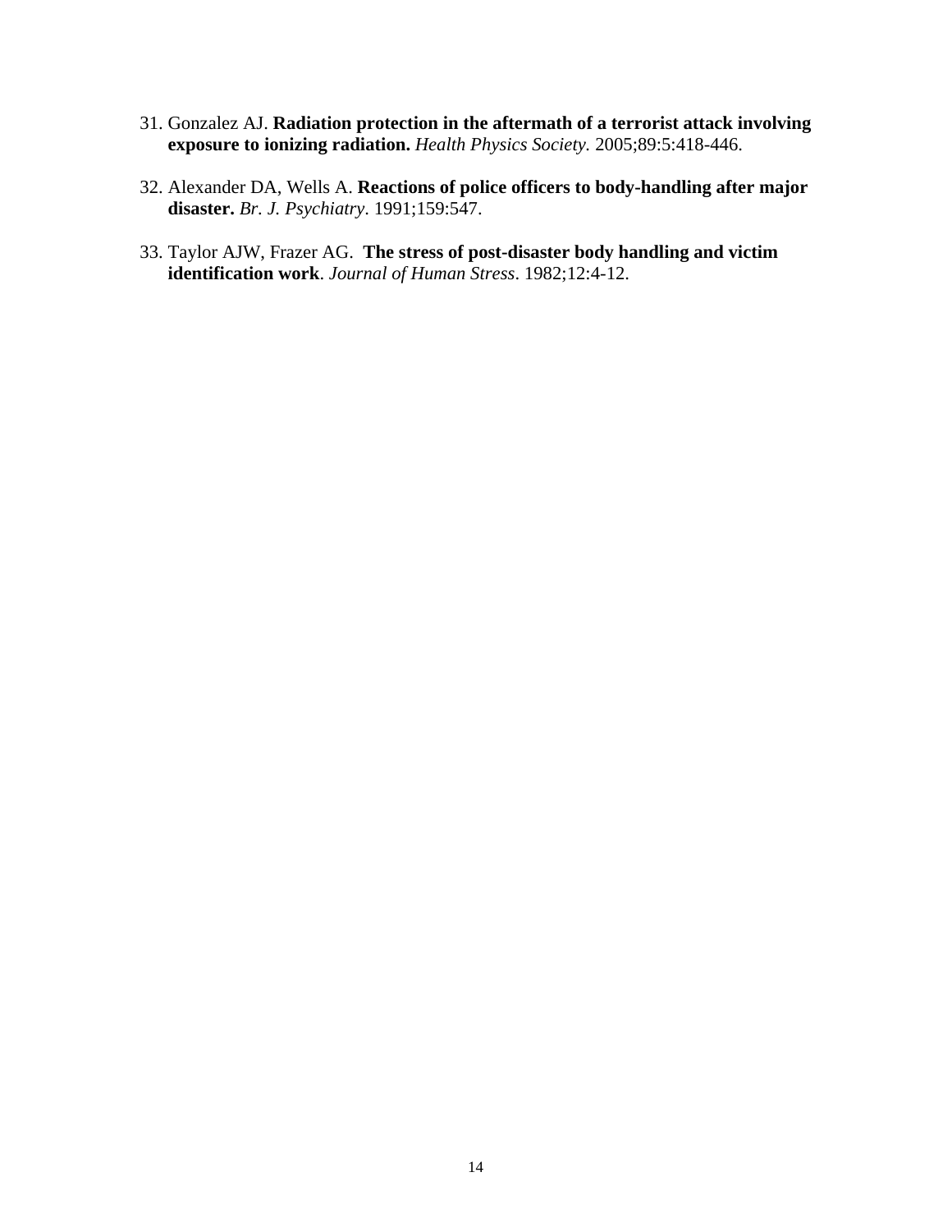31. Gonzalez AJ. **Radiation protection in the aftermath of a terrorist attack involving exposure to ionizing radiation.** *Health Physics Society.* 2005;89:5:418-446.

32. Alexander DA, Wells A. **Reactions of police officers to body-handling after major disaster.** *Br. J. Psychiatry*. 1991;159:547.

33. Taylor AJW, Frazer AG. **The stress of post-disaster body handling and victim identification work**. *Journal of Human Stress*. 1982;12:4-12.